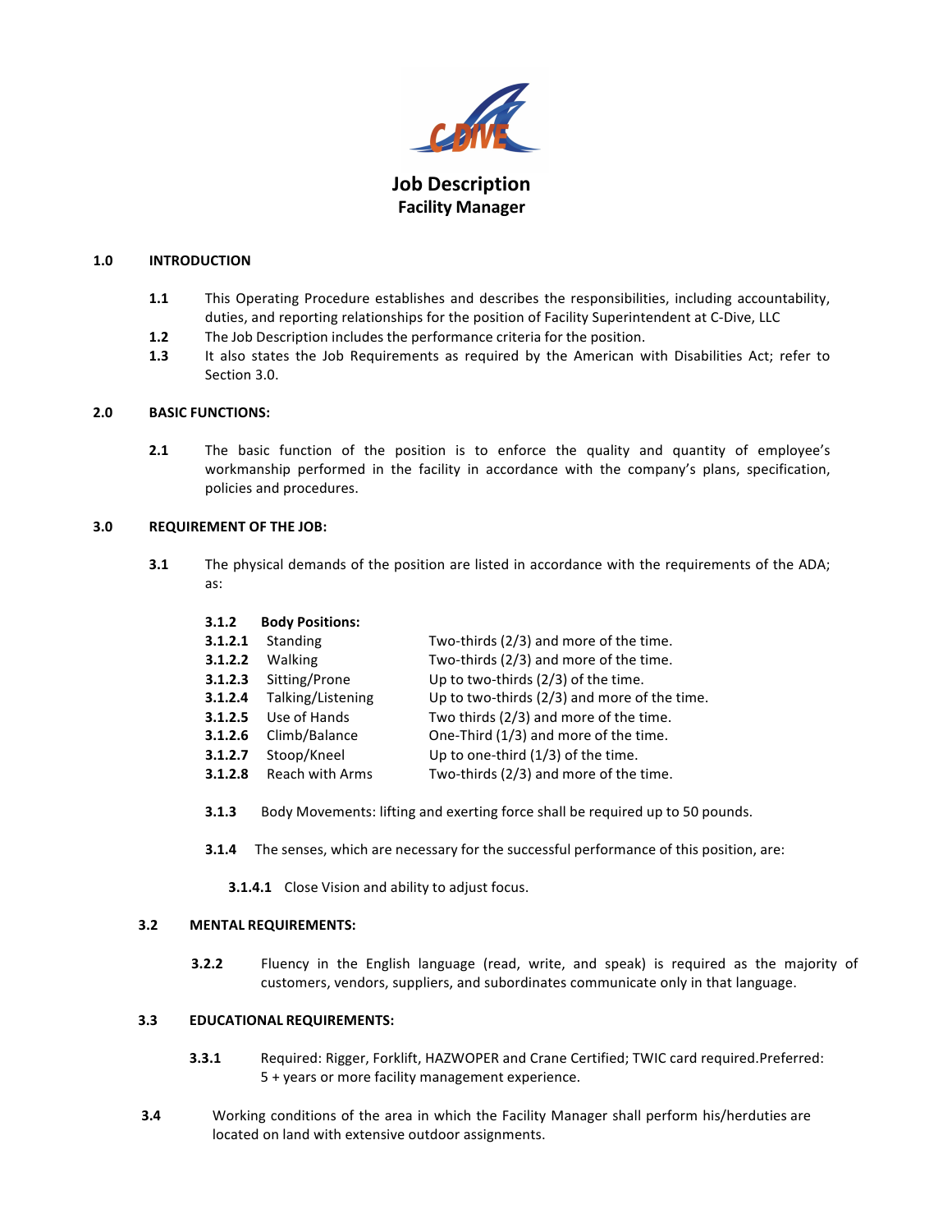# Job Description
## Facility Manager

**1.0 INTRODUCTION**

**1.1** This Operating Procedure establishes and describes the responsibilities, including accountability, duties, and reporting relationships for the position of Facility Superintendent at C-Dive, LLC

**1.2** The Job Description includes the performance criteria for the position.

**1.3** It also states the Job Requirements as required by the American with Disabilities Act; refer to Section 3.0.

**2.0 BASIC FUNCTIONS:**

**2.1** The basic function of the position is to enforce the quality and quantity of employee's workmanship performed in the facility in accordance with the company's plans, specification, policies and procedures.

**3.0 REQUIREMENT OF THE JOB:**

**3.1** The physical demands of the position are listed in accordance with the requirements of the ADA; as:

**3.1.2 Body Positions:**

| | | |
|---|---|---|
| **3.1.2.1** | Standing | Two-thirds (2/3) and more of the time. |
| **3.1.2.2** | Walking | Two-thirds (2/3) and more of the time. |
| **3.1.2.3** | Sitting/Prone | Up to two-thirds (2/3) of the time. |
| **3.1.2.4** | Talking/Listening | Up to two-thirds (2/3) and more of the time. |
| **3.1.2.5** | Use of Hands | Two thirds (2/3) and more of the time. |
| **3.1.2.6** | Climb/Balance | One-Third (1/3) and more of the time. |
| **3.1.2.7** | Stoop/Kneel | Up to one-third (1/3) of the time. |
| **3.1.2.8** | Reach with Arms | Two-thirds (2/3) and more of the time. |

**3.1.3** Body Movements: lifting and exerting force shall be required up to 50 pounds.

**3.1.4** The senses, which are necessary for the successful performance of this position, are:

**3.1.4.1** Close Vision and ability to adjust focus.

**3.2 MENTAL REQUIREMENTS:**

**3.2.2** Fluency in the English language (read, write, and speak) is required as the majority of customers, vendors, suppliers, and subordinates communicate only in that language.

**3.3 EDUCATIONAL REQUIREMENTS:**

**3.3.1** Required: Rigger, Forklift, HAZWOPER and Crane Certified; TWIC card required.Preferred: 5 + years or more facility management experience.

**3.4** Working conditions of the area in which the Facility Manager shall perform his/herduties are located on land with extensive outdoor assignments.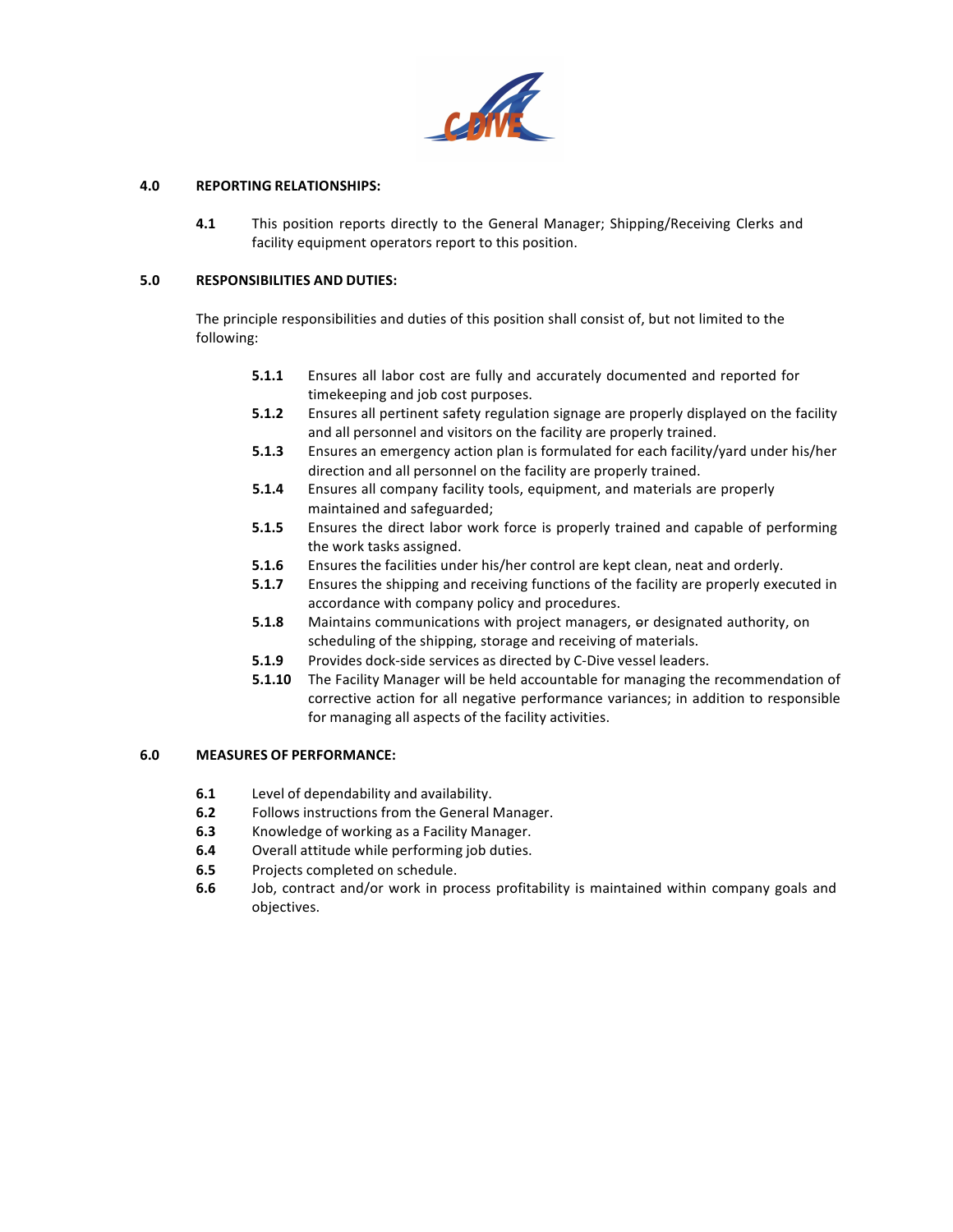## 4.0 REPORTING RELATIONSHIPS:

**4.1** This position reports directly to the General Manager; Shipping/Receiving Clerks and facility equipment operators report to this position.

## 5.0 RESPONSIBILITIES AND DUTIES:

The principle responsibilities and duties of this position shall consist of, but not limited to the following:

- **5.1.1** Ensures all labor cost are fully and accurately documented and reported for timekeeping and job cost purposes.
- **5.1.2** Ensures all pertinent safety regulation signage are properly displayed on the facility and all personnel and visitors on the facility are properly trained.
- **5.1.3** Ensures an emergency action plan is formulated for each facility/yard under his/her direction and all personnel on the facility are properly trained.
- **5.1.4** Ensures all company facility tools, equipment, and materials are properly maintained and safeguarded;
- **5.1.5** Ensures the direct labor work force is properly trained and capable of performing the work tasks assigned.
- **5.1.6** Ensures the facilities under his/her control are kept clean, neat and orderly.
- **5.1.7** Ensures the shipping and receiving functions of the facility are properly executed in accordance with company policy and procedures.
- **5.1.8** Maintains communications with project managers, or designated authority, on scheduling of the shipping, storage and receiving of materials.
- **5.1.9** Provides dock-side services as directed by C-Dive vessel leaders.
- **5.1.10** The Facility Manager will be held accountable for managing the recommendation of corrective action for all negative performance variances; in addition to responsible for managing all aspects of the facility activities.

## 6.0 MEASURES OF PERFORMANCE:

- **6.1** Level of dependability and availability.
- **6.2** Follows instructions from the General Manager.
- **6.3** Knowledge of working as a Facility Manager.
- **6.4** Overall attitude while performing job duties.
- **6.5** Projects completed on schedule.
- **6.6** Job, contract and/or work in process profitability is maintained within company goals and objectives.